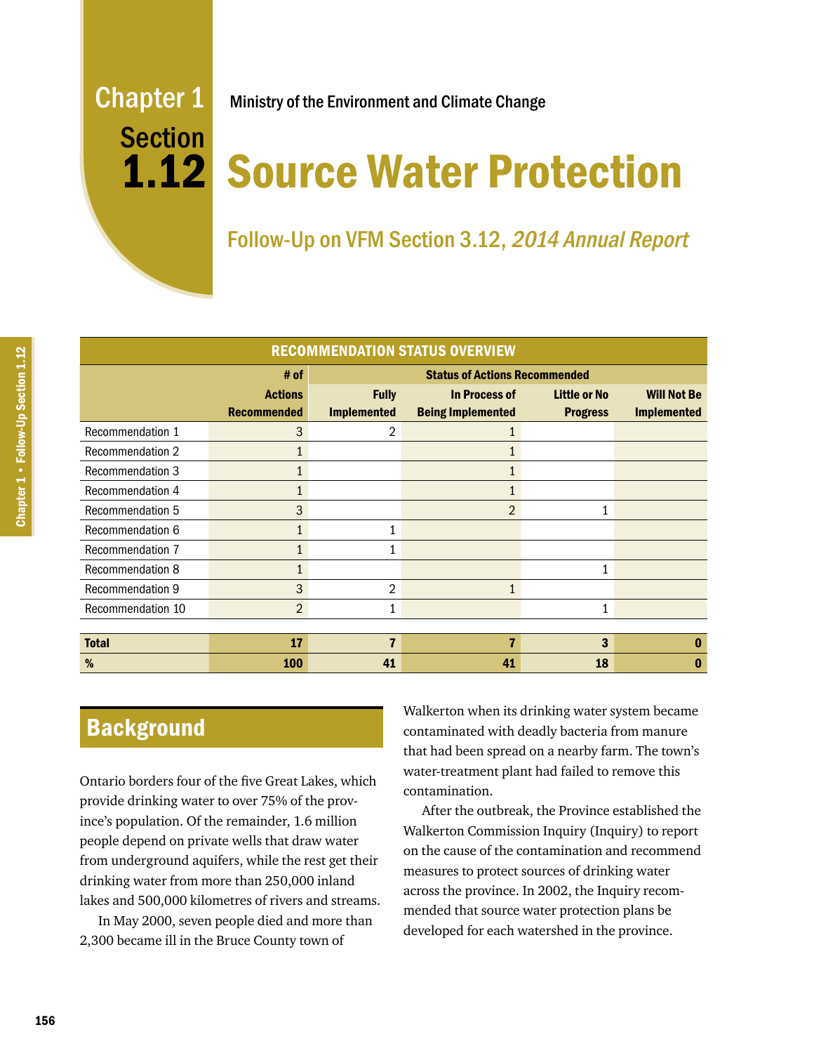Chapter 1
Section 1.12

Ministry of the Environment and Climate Change

# Source Water Protection

## Follow-Up on VFM Section 3.12, *2014 Annual Report*

**RECOMMENDATION STATUS OVERVIEW**

| | # of Actions Recommended | Status of Actions Recommended | | | |
|---|---|---|---|---|---|
| | | Fully Implemented | In Process of Being Implemented | Little or No Progress | Will Not Be Implemented |
| Recommendation 1 | 3 | 2 | 1 | | |
| Recommendation 2 | 1 | | 1 | | |
| Recommendation 3 | 1 | | 1 | | |
| Recommendation 4 | 1 | | 1 | | |
| Recommendation 5 | 3 | | 2 | 1 | |
| Recommendation 6 | 1 | 1 | | | |
| Recommendation 7 | 1 | 1 | | | |
| Recommendation 8 | 1 | | | 1 | |
| Recommendation 9 | 3 | 2 | 1 | | |
| Recommendation 10 | 2 | 1 | | 1 | |
| **Total** | **17** | **7** | **7** | **3** | **0** |
| **%** | **100** | **41** | **41** | **18** | **0** |

## Background

Ontario borders four of the five Great Lakes, which provide drinking water to over 75% of the province's population. Of the remainder, 1.6 million people depend on private wells that draw water from underground aquifers, while the rest get their drinking water from more than 250,000 inland lakes and 500,000 kilometres of rivers and streams.

In May 2000, seven people died and more than 2,300 became ill in the Bruce County town of Walkerton when its drinking water system became contaminated with deadly bacteria from manure that had been spread on a nearby farm. The town's water-treatment plant had failed to remove this contamination.

After the outbreak, the Province established the Walkerton Commission Inquiry (Inquiry) to report on the cause of the contamination and recommend measures to protect sources of drinking water across the province. In 2002, the Inquiry recommended that source water protection plans be developed for each watershed in the province.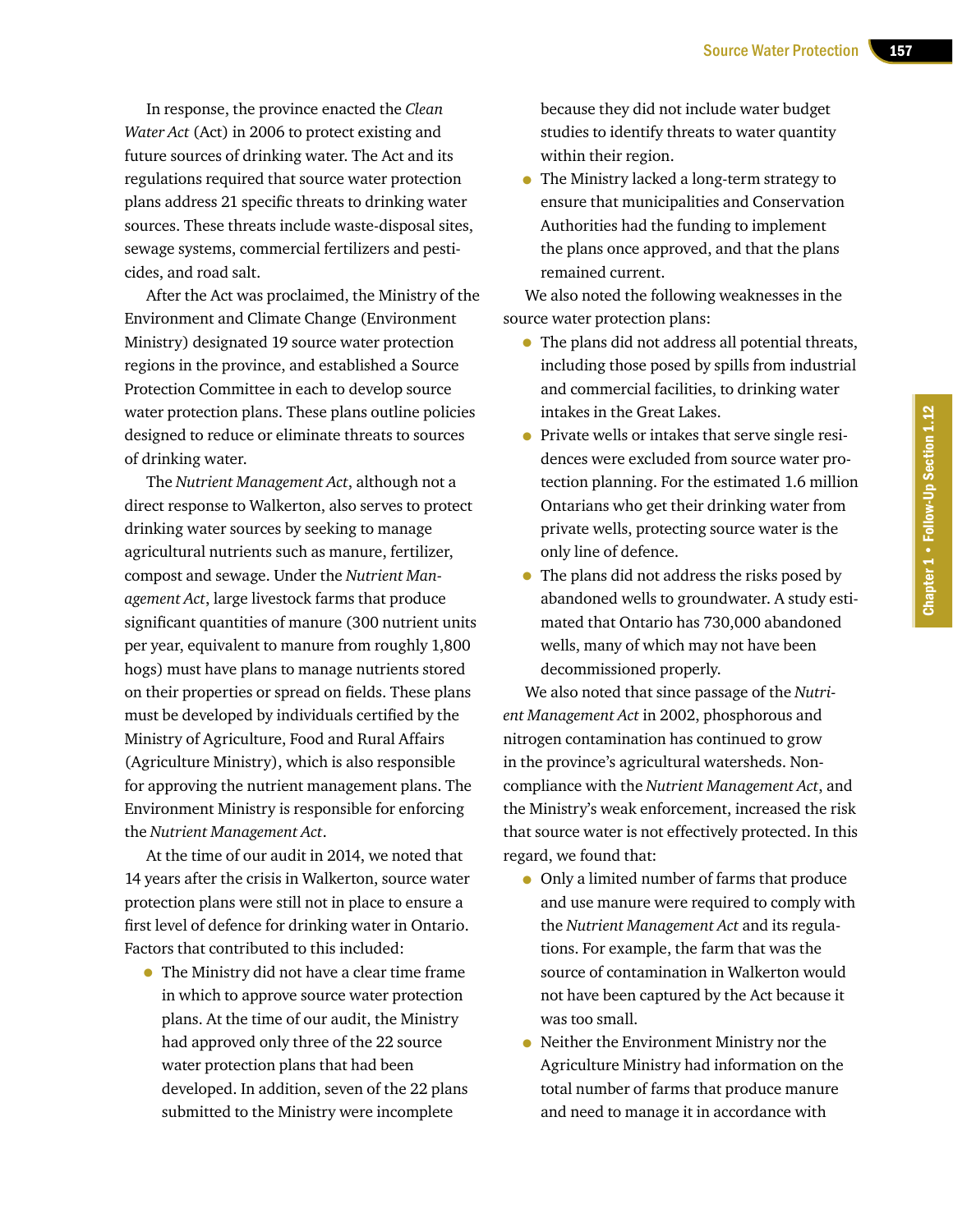In response, the province enacted the *Clean Water Act* (Act) in 2006 to protect existing and future sources of drinking water. The Act and its regulations required that source water protection plans address 21 specific threats to drinking water sources. These threats include waste-disposal sites, sewage systems, commercial fertilizers and pesticides, and road salt.

After the Act was proclaimed, the Ministry of the Environment and Climate Change (Environment Ministry) designated 19 source water protection regions in the province, and established a Source Protection Committee in each to develop source water protection plans. These plans outline policies designed to reduce or eliminate threats to sources of drinking water.

The *Nutrient Management Act*, although not a direct response to Walkerton, also serves to protect drinking water sources by seeking to manage agricultural nutrients such as manure, fertilizer, compost and sewage. Under the *Nutrient Management Act*, large livestock farms that produce significant quantities of manure (300 nutrient units per year, equivalent to manure from roughly 1,800 hogs) must have plans to manage nutrients stored on their properties or spread on fields. These plans must be developed by individuals certified by the Ministry of Agriculture, Food and Rural Affairs (Agriculture Ministry), which is also responsible for approving the nutrient management plans. The Environment Ministry is responsible for enforcing the *Nutrient Management Act*.

At the time of our audit in 2014, we noted that 14 years after the crisis in Walkerton, source water protection plans were still not in place to ensure a first level of defence for drinking water in Ontario. Factors that contributed to this included:

- The Ministry did not have a clear time frame in which to approve source water protection plans. At the time of our audit, the Ministry had approved only three of the 22 source water protection plans that had been developed. In addition, seven of the 22 plans submitted to the Ministry were incomplete because they did not include water budget studies to identify threats to water quantity within their region.
- The Ministry lacked a long-term strategy to ensure that municipalities and Conservation Authorities had the funding to implement the plans once approved, and that the plans remained current.

We also noted the following weaknesses in the source water protection plans:

- The plans did not address all potential threats, including those posed by spills from industrial and commercial facilities, to drinking water intakes in the Great Lakes.
- Private wells or intakes that serve single residences were excluded from source water protection planning. For the estimated 1.6 million Ontarians who get their drinking water from private wells, protecting source water is the only line of defence.
- The plans did not address the risks posed by abandoned wells to groundwater. A study estimated that Ontario has 730,000 abandoned wells, many of which may not have been decommissioned properly.

We also noted that since passage of the *Nutrient Management Act* in 2002, phosphorous and nitrogen contamination has continued to grow in the province's agricultural watersheds. Non-compliance with the *Nutrient Management Act*, and the Ministry's weak enforcement, increased the risk that source water is not effectively protected. In this regard, we found that:

- Only a limited number of farms that produce and use manure were required to comply with the *Nutrient Management Act* and its regulations. For example, the farm that was the source of contamination in Walkerton would not have been captured by the Act because it was too small.
- Neither the Environment Ministry nor the Agriculture Ministry had information on the total number of farms that produce manure and need to manage it in accordance with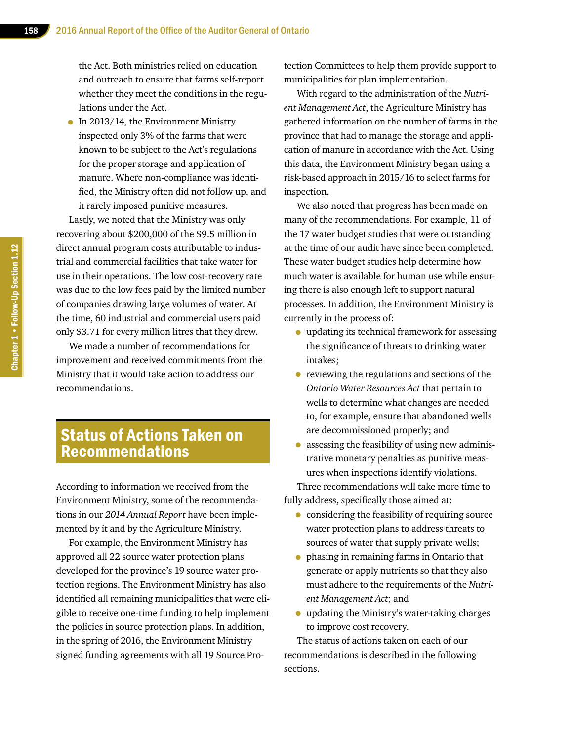the Act. Both ministries relied on education and outreach to ensure that farms self-report whether they meet the conditions in the regulations under the Act.

- In 2013/14, the Environment Ministry inspected only 3% of the farms that were known to be subject to the Act's regulations for the proper storage and application of manure. Where non-compliance was identified, the Ministry often did not follow up, and it rarely imposed punitive measures.

Lastly, we noted that the Ministry was only recovering about $200,000 of the $9.5 million in direct annual program costs attributable to industrial and commercial facilities that take water for use in their operations. The low cost-recovery rate was due to the low fees paid by the limited number of companies drawing large volumes of water. At the time, 60 industrial and commercial users paid only $3.71 for every million litres that they drew.

We made a number of recommendations for improvement and received commitments from the Ministry that it would take action to address our recommendations.

## Status of Actions Taken on Recommendations

According to information we received from the Environment Ministry, some of the recommendations in our *2014 Annual Report* have been implemented by it and by the Agriculture Ministry.

For example, the Environment Ministry has approved all 22 source water protection plans developed for the province's 19 source water protection regions. The Environment Ministry has also identified all remaining municipalities that were eligible to receive one-time funding to help implement the policies in source protection plans. In addition, in the spring of 2016, the Environment Ministry signed funding agreements with all 19 Source Protection Committees to help them provide support to municipalities for plan implementation.

With regard to the administration of the *Nutrient Management Act*, the Agriculture Ministry has gathered information on the number of farms in the province that had to manage the storage and application of manure in accordance with the Act. Using this data, the Environment Ministry began using a risk-based approach in 2015/16 to select farms for inspection.

We also noted that progress has been made on many of the recommendations. For example, 11 of the 17 water budget studies that were outstanding at the time of our audit have since been completed. These water budget studies help determine how much water is available for human use while ensuring there is also enough left to support natural processes. In addition, the Environment Ministry is currently in the process of:

- updating its technical framework for assessing the significance of threats to drinking water intakes;
- reviewing the regulations and sections of the *Ontario Water Resources Act* that pertain to wells to determine what changes are needed to, for example, ensure that abandoned wells are decommissioned properly; and
- assessing the feasibility of using new administrative monetary penalties as punitive measures when inspections identify violations.

Three recommendations will take more time to fully address, specifically those aimed at:

- considering the feasibility of requiring source water protection plans to address threats to sources of water that supply private wells;
- phasing in remaining farms in Ontario that generate or apply nutrients so that they also must adhere to the requirements of the *Nutrient Management Act*; and
- updating the Ministry's water-taking charges to improve cost recovery.

The status of actions taken on each of our recommendations is described in the following sections.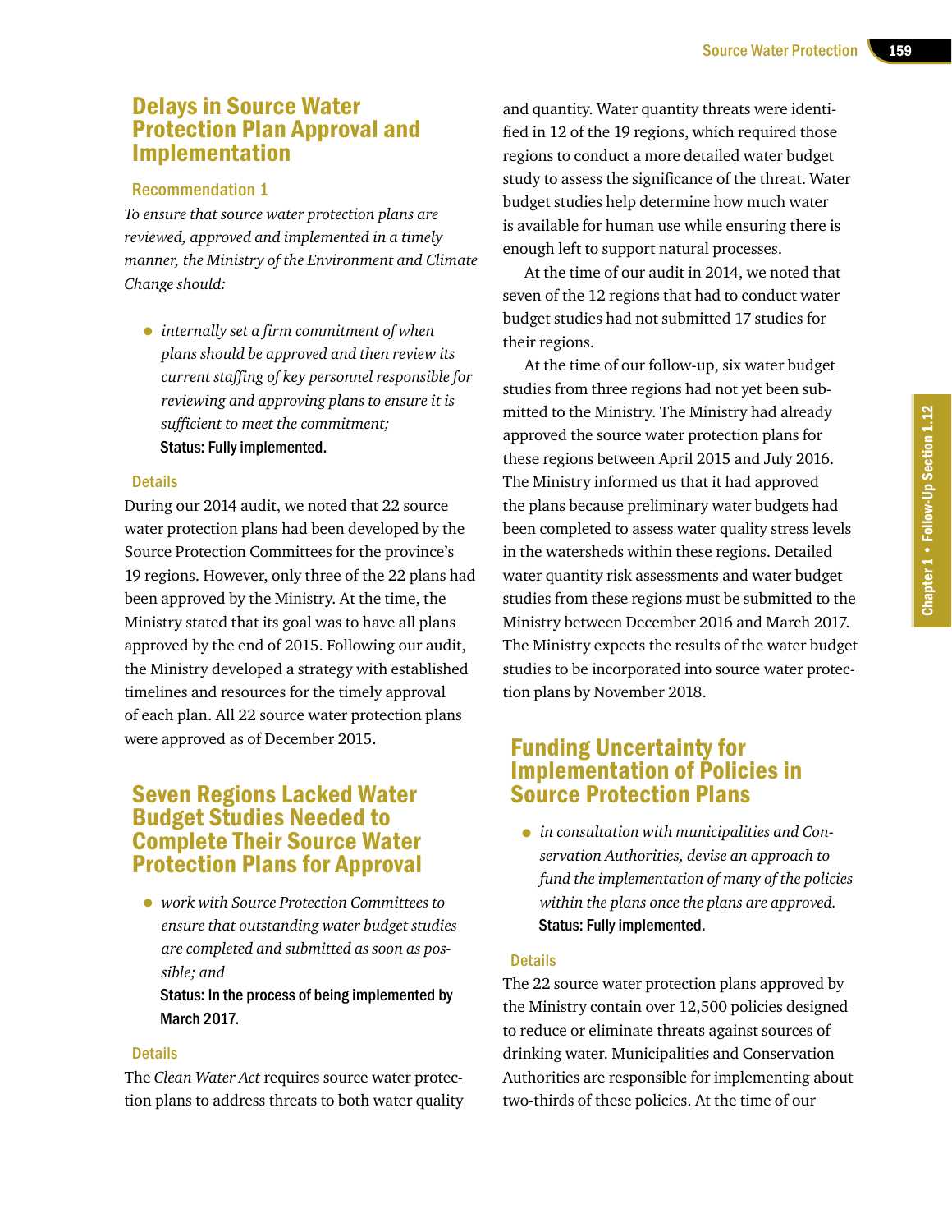## Delays in Source Water Protection Plan Approval and Implementation

### Recommendation 1

*To ensure that source water protection plans are reviewed, approved and implemented in a timely manner, the Ministry of the Environment and Climate Change should:*

- *internally set a firm commitment of when plans should be approved and then review its current staffing of key personnel responsible for reviewing and approving plans to ensure it is sufficient to meet the commitment;*
  **Status: Fully implemented.**

### Details

During our 2014 audit, we noted that 22 source water protection plans had been developed by the Source Protection Committees for the province's 19 regions. However, only three of the 22 plans had been approved by the Ministry. At the time, the Ministry stated that its goal was to have all plans approved by the end of 2015. Following our audit, the Ministry developed a strategy with established timelines and resources for the timely approval of each plan. All 22 source water protection plans were approved as of December 2015.

## Seven Regions Lacked Water Budget Studies Needed to Complete Their Source Water Protection Plans for Approval

- *work with Source Protection Committees to ensure that outstanding water budget studies are completed and submitted as soon as possible; and*
  **Status: In the process of being implemented by March 2017.**

### Details

The *Clean Water Act* requires source water protection plans to address threats to both water quality and quantity. Water quantity threats were identified in 12 of the 19 regions, which required those regions to conduct a more detailed water budget study to assess the significance of the threat. Water budget studies help determine how much water is available for human use while ensuring there is enough left to support natural processes.

At the time of our audit in 2014, we noted that seven of the 12 regions that had to conduct water budget studies had not submitted 17 studies for their regions.

At the time of our follow-up, six water budget studies from three regions had not yet been submitted to the Ministry. The Ministry had already approved the source water protection plans for these regions between April 2015 and July 2016. The Ministry informed us that it had approved the plans because preliminary water budgets had been completed to assess water quality stress levels in the watersheds within these regions. Detailed water quantity risk assessments and water budget studies from these regions must be submitted to the Ministry between December 2016 and March 2017. The Ministry expects the results of the water budget studies to be incorporated into source water protection plans by November 2018.

## Funding Uncertainty for Implementation of Policies in Source Protection Plans

- *in consultation with municipalities and Conservation Authorities, devise an approach to fund the implementation of many of the policies within the plans once the plans are approved.*
  **Status: Fully implemented.**

### Details

The 22 source water protection plans approved by the Ministry contain over 12,500 policies designed to reduce or eliminate threats against sources of drinking water. Municipalities and Conservation Authorities are responsible for implementing about two-thirds of these policies. At the time of our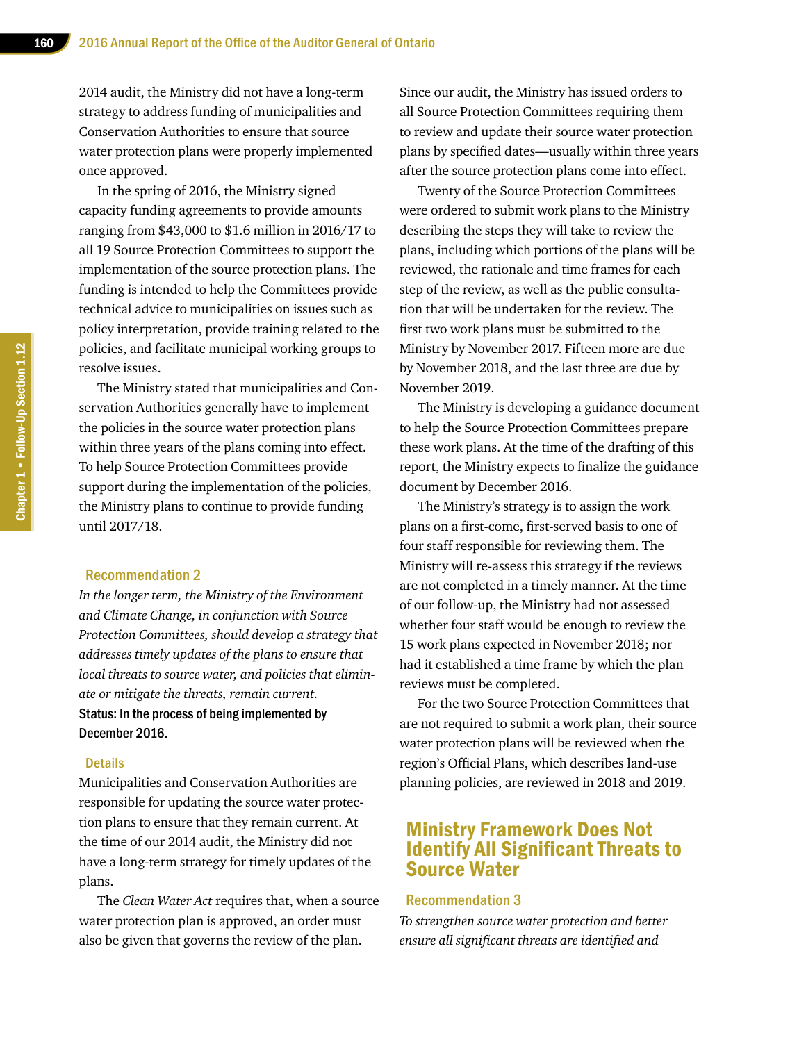2014 audit, the Ministry did not have a long-term strategy to address funding of municipalities and Conservation Authorities to ensure that source water protection plans were properly implemented once approved.

In the spring of 2016, the Ministry signed capacity funding agreements to provide amounts ranging from $43,000 to $1.6 million in 2016/17 to all 19 Source Protection Committees to support the implementation of the source protection plans. The funding is intended to help the Committees provide technical advice to municipalities on issues such as policy interpretation, provide training related to the policies, and facilitate municipal working groups to resolve issues.

The Ministry stated that municipalities and Conservation Authorities generally have to implement the policies in the source water protection plans within three years of the plans coming into effect. To help Source Protection Committees provide support during the implementation of the policies, the Ministry plans to continue to provide funding until 2017/18.

### Recommendation 2

*In the longer term, the Ministry of the Environment and Climate Change, in conjunction with Source Protection Committees, should develop a strategy that addresses timely updates of the plans to ensure that local threats to source water, and policies that eliminate or mitigate the threats, remain current.*

**Status: In the process of being implemented by December 2016.**

### Details

Municipalities and Conservation Authorities are responsible for updating the source water protection plans to ensure that they remain current. At the time of our 2014 audit, the Ministry did not have a long-term strategy for timely updates of the plans.

The *Clean Water Act* requires that, when a source water protection plan is approved, an order must also be given that governs the review of the plan. Since our audit, the Ministry has issued orders to all Source Protection Committees requiring them to review and update their source water protection plans by specified dates—usually within three years after the source protection plans come into effect.

Twenty of the Source Protection Committees were ordered to submit work plans to the Ministry describing the steps they will take to review the plans, including which portions of the plans will be reviewed, the rationale and time frames for each step of the review, as well as the public consultation that will be undertaken for the review. The first two work plans must be submitted to the Ministry by November 2017. Fifteen more are due by November 2018, and the last three are due by November 2019.

The Ministry is developing a guidance document to help the Source Protection Committees prepare these work plans. At the time of the drafting of this report, the Ministry expects to finalize the guidance document by December 2016.

The Ministry's strategy is to assign the work plans on a first-come, first-served basis to one of four staff responsible for reviewing them. The Ministry will re-assess this strategy if the reviews are not completed in a timely manner. At the time of our follow-up, the Ministry had not assessed whether four staff would be enough to review the 15 work plans expected in November 2018; nor had it established a time frame by which the plan reviews must be completed.

For the two Source Protection Committees that are not required to submit a work plan, their source water protection plans will be reviewed when the region's Official Plans, which describes land-use planning policies, are reviewed in 2018 and 2019.

## Ministry Framework Does Not Identify All Significant Threats to Source Water

### Recommendation 3

*To strengthen source water protection and better ensure all significant threats are identified and*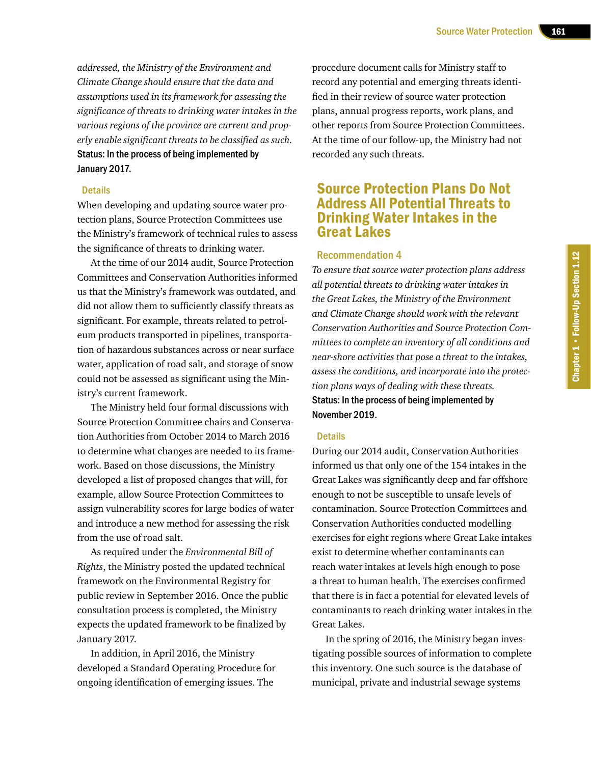*addressed, the Ministry of the Environment and Climate Change should ensure that the data and assumptions used in its framework for assessing the significance of threats to drinking water intakes in the various regions of the province are current and properly enable significant threats to be classified as such.*

**Status: In the process of being implemented by January 2017.**

#### Details

When developing and updating source water protection plans, Source Protection Committees use the Ministry's framework of technical rules to assess the significance of threats to drinking water.

At the time of our 2014 audit, Source Protection Committees and Conservation Authorities informed us that the Ministry's framework was outdated, and did not allow them to sufficiently classify threats as significant. For example, threats related to petroleum products transported in pipelines, transportation of hazardous substances across or near surface water, application of road salt, and storage of snow could not be assessed as significant using the Ministry's current framework.

The Ministry held four formal discussions with Source Protection Committee chairs and Conservation Authorities from October 2014 to March 2016 to determine what changes are needed to its framework. Based on those discussions, the Ministry developed a list of proposed changes that will, for example, allow Source Protection Committees to assign vulnerability scores for large bodies of water and introduce a new method for assessing the risk from the use of road salt.

As required under the *Environmental Bill of Rights*, the Ministry posted the updated technical framework on the Environmental Registry for public review in September 2016. Once the public consultation process is completed, the Ministry expects the updated framework to be finalized by January 2017.

In addition, in April 2016, the Ministry developed a Standard Operating Procedure for ongoing identification of emerging issues. The procedure document calls for Ministry staff to record any potential and emerging threats identified in their review of source water protection plans, annual progress reports, work plans, and other reports from Source Protection Committees. At the time of our follow-up, the Ministry had not recorded any such threats.

## Source Protection Plans Do Not Address All Potential Threats to Drinking Water Intakes in the Great Lakes

### Recommendation 4

*To ensure that source water protection plans address all potential threats to drinking water intakes in the Great Lakes, the Ministry of the Environment and Climate Change should work with the relevant Conservation Authorities and Source Protection Committees to complete an inventory of all conditions and near-shore activities that pose a threat to the intakes, assess the conditions, and incorporate into the protection plans ways of dealing with these threats.*

**Status: In the process of being implemented by November 2019.**

#### Details

During our 2014 audit, Conservation Authorities informed us that only one of the 154 intakes in the Great Lakes was significantly deep and far offshore enough to not be susceptible to unsafe levels of contamination. Source Protection Committees and Conservation Authorities conducted modelling exercises for eight regions where Great Lake intakes exist to determine whether contaminants can reach water intakes at levels high enough to pose a threat to human health. The exercises confirmed that there is in fact a potential for elevated levels of contaminants to reach drinking water intakes in the Great Lakes.

In the spring of 2016, the Ministry began investigating possible sources of information to complete this inventory. One such source is the database of municipal, private and industrial sewage systems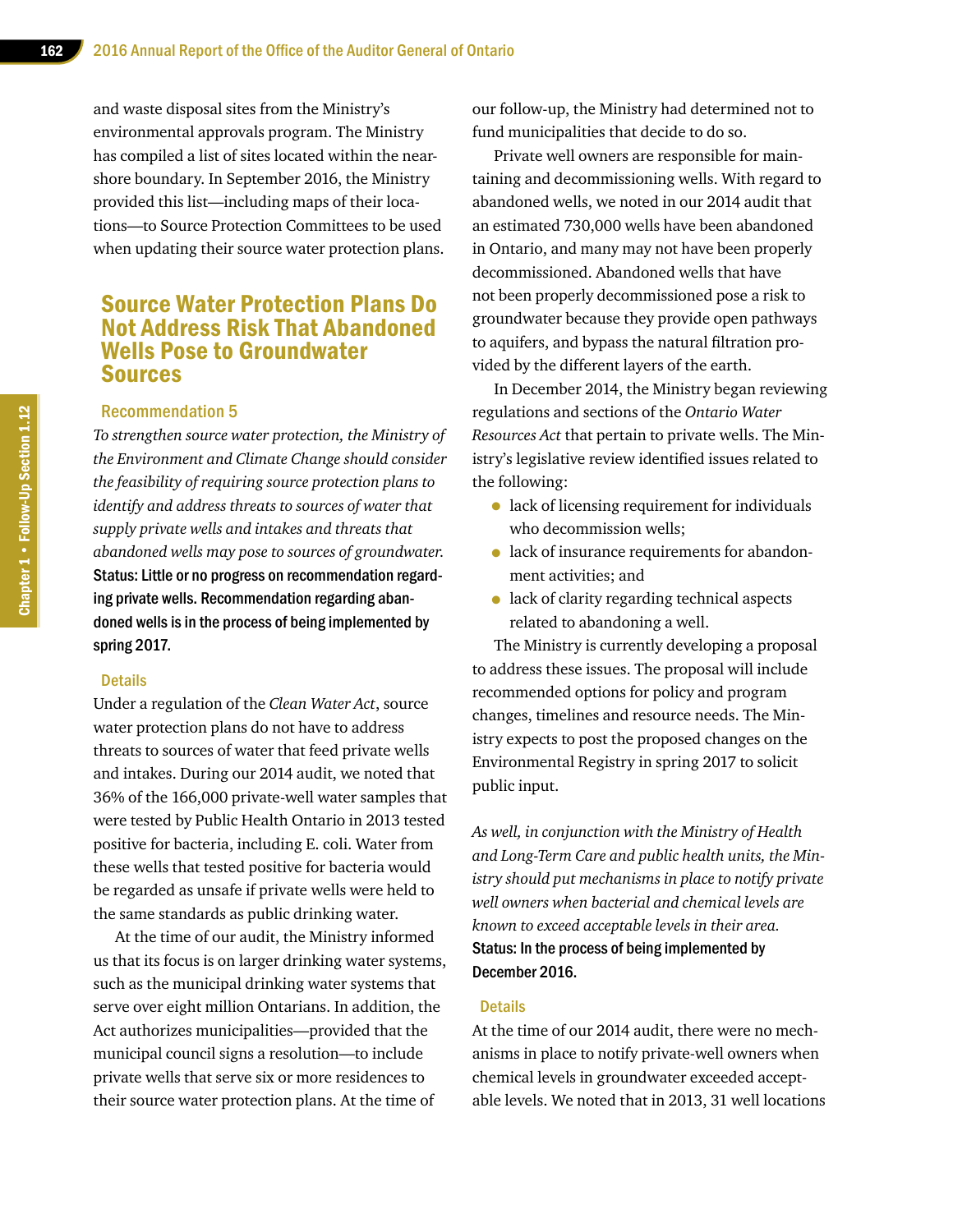and waste disposal sites from the Ministry's environmental approvals program. The Ministry has compiled a list of sites located within the near-shore boundary. In September 2016, the Ministry provided this list—including maps of their locations—to Source Protection Committees to be used when updating their source water protection plans.

## Source Water Protection Plans Do Not Address Risk That Abandoned Wells Pose to Groundwater Sources

### Recommendation 5

*To strengthen source water protection, the Ministry of the Environment and Climate Change should consider the feasibility of requiring source protection plans to identify and address threats to sources of water that supply private wells and intakes and threats that abandoned wells may pose to sources of groundwater.*

**Status: Little or no progress on recommendation regarding private wells. Recommendation regarding abandoned wells is in the process of being implemented by spring 2017.**

#### Details

Under a regulation of the *Clean Water Act*, source water protection plans do not have to address threats to sources of water that feed private wells and intakes. During our 2014 audit, we noted that 36% of the 166,000 private-well water samples that were tested by Public Health Ontario in 2013 tested positive for bacteria, including E. coli. Water from these wells that tested positive for bacteria would be regarded as unsafe if private wells were held to the same standards as public drinking water.

At the time of our audit, the Ministry informed us that its focus is on larger drinking water systems, such as the municipal drinking water systems that serve over eight million Ontarians. In addition, the Act authorizes municipalities—provided that the municipal council signs a resolution—to include private wells that serve six or more residences to their source water protection plans. At the time of our follow-up, the Ministry had determined not to fund municipalities that decide to do so.

Private well owners are responsible for maintaining and decommissioning wells. With regard to abandoned wells, we noted in our 2014 audit that an estimated 730,000 wells have been abandoned in Ontario, and many may not have been properly decommissioned. Abandoned wells that have not been properly decommissioned pose a risk to groundwater because they provide open pathways to aquifers, and bypass the natural filtration provided by the different layers of the earth.

In December 2014, the Ministry began reviewing regulations and sections of the *Ontario Water Resources Act* that pertain to private wells. The Ministry's legislative review identified issues related to the following:

- lack of licensing requirement for individuals who decommission wells;
- lack of insurance requirements for abandonment activities; and
- lack of clarity regarding technical aspects related to abandoning a well.

The Ministry is currently developing a proposal to address these issues. The proposal will include recommended options for policy and program changes, timelines and resource needs. The Ministry expects to post the proposed changes on the Environmental Registry in spring 2017 to solicit public input.

*As well, in conjunction with the Ministry of Health and Long-Term Care and public health units, the Ministry should put mechanisms in place to notify private well owners when bacterial and chemical levels are known to exceed acceptable levels in their area.*

**Status: In the process of being implemented by December 2016.**

#### Details

At the time of our 2014 audit, there were no mechanisms in place to notify private-well owners when chemical levels in groundwater exceeded acceptable levels. We noted that in 2013, 31 well locations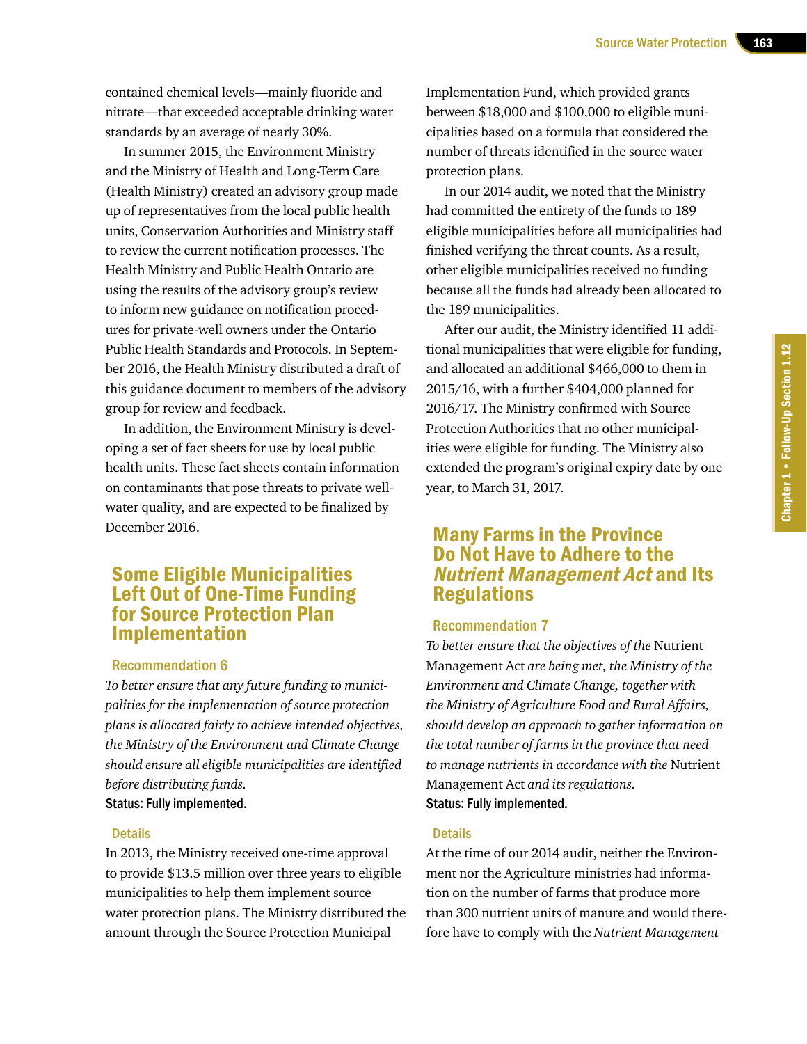contained chemical levels—mainly fluoride and nitrate—that exceeded acceptable drinking water standards by an average of nearly 30%.

In summer 2015, the Environment Ministry and the Ministry of Health and Long-Term Care (Health Ministry) created an advisory group made up of representatives from the local public health units, Conservation Authorities and Ministry staff to review the current notification processes. The Health Ministry and Public Health Ontario are using the results of the advisory group's review to inform new guidance on notification procedures for private-well owners under the Ontario Public Health Standards and Protocols. In September 2016, the Health Ministry distributed a draft of this guidance document to members of the advisory group for review and feedback.

In addition, the Environment Ministry is developing a set of fact sheets for use by local public health units. These fact sheets contain information on contaminants that pose threats to private well-water quality, and are expected to be finalized by December 2016.

## Some Eligible Municipalities Left Out of One-Time Funding for Source Protection Plan Implementation

### Recommendation 6

*To better ensure that any future funding to municipalities for the implementation of source protection plans is allocated fairly to achieve intended objectives, the Ministry of the Environment and Climate Change should ensure all eligible municipalities are identified before distributing funds.*

**Status: Fully implemented.**

### Details

In 2013, the Ministry received one-time approval to provide $13.5 million over three years to eligible municipalities to help them implement source water protection plans. The Ministry distributed the amount through the Source Protection Municipal Implementation Fund, which provided grants between $18,000 and $100,000 to eligible municipalities based on a formula that considered the number of threats identified in the source water protection plans.

In our 2014 audit, we noted that the Ministry had committed the entirety of the funds to 189 eligible municipalities before all municipalities had finished verifying the threat counts. As a result, other eligible municipalities received no funding because all the funds had already been allocated to the 189 municipalities.

After our audit, the Ministry identified 11 additional municipalities that were eligible for funding, and allocated an additional $466,000 to them in 2015/16, with a further $404,000 planned for 2016/17. The Ministry confirmed with Source Protection Authorities that no other municipalities were eligible for funding. The Ministry also extended the program's original expiry date by one year, to March 31, 2017.

## Many Farms in the Province Do Not Have to Adhere to the *Nutrient Management Act* and Its Regulations

### Recommendation 7

*To better ensure that the objectives of the* Nutrient Management Act *are being met, the Ministry of the Environment and Climate Change, together with the Ministry of Agriculture Food and Rural Affairs, should develop an approach to gather information on the total number of farms in the province that need to manage nutrients in accordance with the* Nutrient Management Act *and its regulations.*

**Status: Fully implemented.**

### Details

At the time of our 2014 audit, neither the Environment nor the Agriculture ministries had information on the number of farms that produce more than 300 nutrient units of manure and would therefore have to comply with the *Nutrient Management*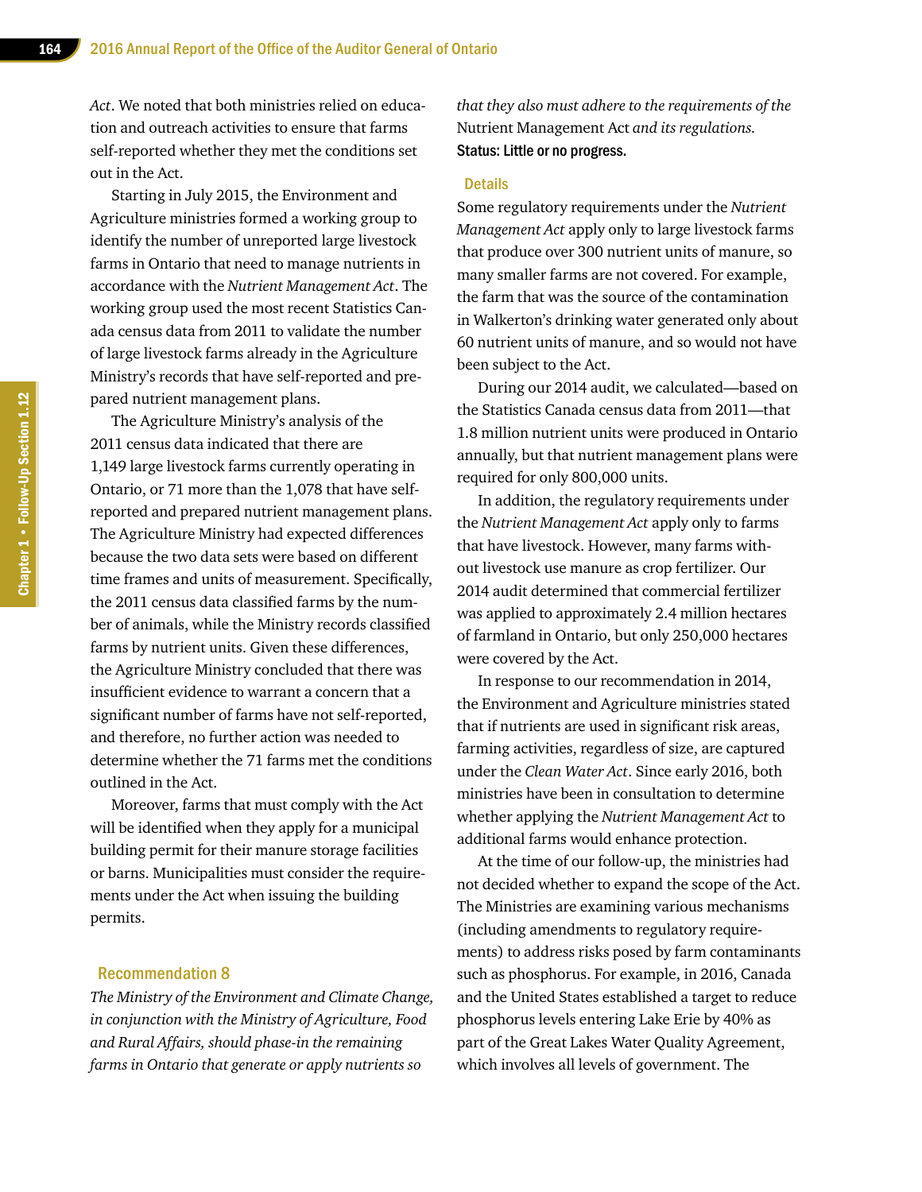*Act*. We noted that both ministries relied on education and outreach activities to ensure that farms self-reported whether they met the conditions set out in the Act.

Starting in July 2015, the Environment and Agriculture ministries formed a working group to identify the number of unreported large livestock farms in Ontario that need to manage nutrients in accordance with the *Nutrient Management Act*. The working group used the most recent Statistics Canada census data from 2011 to validate the number of large livestock farms already in the Agriculture Ministry's records that have self-reported and prepared nutrient management plans.

The Agriculture Ministry's analysis of the 2011 census data indicated that there are 1,149 large livestock farms currently operating in Ontario, or 71 more than the 1,078 that have self-reported and prepared nutrient management plans. The Agriculture Ministry had expected differences because the two data sets were based on different time frames and units of measurement. Specifically, the 2011 census data classified farms by the number of animals, while the Ministry records classified farms by nutrient units. Given these differences, the Agriculture Ministry concluded that there was insufficient evidence to warrant a concern that a significant number of farms have not self-reported, and therefore, no further action was needed to determine whether the 71 farms met the conditions outlined in the Act.

Moreover, farms that must comply with the Act will be identified when they apply for a municipal building permit for their manure storage facilities or barns. Municipalities must consider the requirements under the Act when issuing the building permits.

## Recommendation 8

*The Ministry of the Environment and Climate Change, in conjunction with the Ministry of Agriculture, Food and Rural Affairs, should phase-in the remaining farms in Ontario that generate or apply nutrients so that they also must adhere to the requirements of the* Nutrient Management Act *and its regulations.*

**Status: Little or no progress.**

### Details

Some regulatory requirements under the *Nutrient Management Act* apply only to large livestock farms that produce over 300 nutrient units of manure, so many smaller farms are not covered. For example, the farm that was the source of the contamination in Walkerton's drinking water generated only about 60 nutrient units of manure, and so would not have been subject to the Act.

During our 2014 audit, we calculated—based on the Statistics Canada census data from 2011—that 1.8 million nutrient units were produced in Ontario annually, but that nutrient management plans were required for only 800,000 units.

In addition, the regulatory requirements under the *Nutrient Management Act* apply only to farms that have livestock. However, many farms without livestock use manure as crop fertilizer. Our 2014 audit determined that commercial fertilizer was applied to approximately 2.4 million hectares of farmland in Ontario, but only 250,000 hectares were covered by the Act.

In response to our recommendation in 2014, the Environment and Agriculture ministries stated that if nutrients are used in significant risk areas, farming activities, regardless of size, are captured under the *Clean Water Act*. Since early 2016, both ministries have been in consultation to determine whether applying the *Nutrient Management Act* to additional farms would enhance protection.

At the time of our follow-up, the ministries had not decided whether to expand the scope of the Act. The Ministries are examining various mechanisms (including amendments to regulatory requirements) to address risks posed by farm contaminants such as phosphorus. For example, in 2016, Canada and the United States established a target to reduce phosphorus levels entering Lake Erie by 40% as part of the Great Lakes Water Quality Agreement, which involves all levels of government. The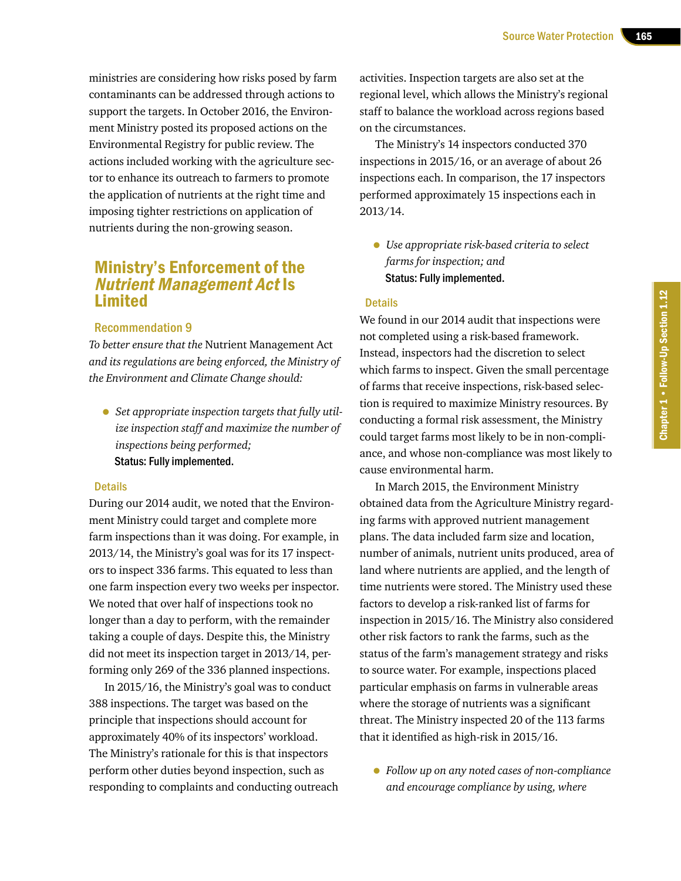ministries are considering how risks posed by farm contaminants can be addressed through actions to support the targets. In October 2016, the Environment Ministry posted its proposed actions on the Environmental Registry for public review. The actions included working with the agriculture sector to enhance its outreach to farmers to promote the application of nutrients at the right time and imposing tighter restrictions on application of nutrients during the non-growing season.

## Ministry's Enforcement of the *Nutrient Management Act* Is Limited

### Recommendation 9

*To better ensure that the* Nutrient Management Act *and its regulations are being enforced, the Ministry of the Environment and Climate Change should:*

- *Set appropriate inspection targets that fully utilize inspection staff and maximize the number of inspections being performed;*
  **Status: Fully implemented.**

#### Details

During our 2014 audit, we noted that the Environment Ministry could target and complete more farm inspections than it was doing. For example, in 2013/14, the Ministry's goal was for its 17 inspectors to inspect 336 farms. This equated to less than one farm inspection every two weeks per inspector. We noted that over half of inspections took no longer than a day to perform, with the remainder taking a couple of days. Despite this, the Ministry did not meet its inspection target in 2013/14, performing only 269 of the 336 planned inspections.

In 2015/16, the Ministry's goal was to conduct 388 inspections. The target was based on the principle that inspections should account for approximately 40% of its inspectors' workload. The Ministry's rationale for this is that inspectors perform other duties beyond inspection, such as responding to complaints and conducting outreach activities. Inspection targets are also set at the regional level, which allows the Ministry's regional staff to balance the workload across regions based on the circumstances.

The Ministry's 14 inspectors conducted 370 inspections in 2015/16, or an average of about 26 inspections each. In comparison, the 17 inspectors performed approximately 15 inspections each in 2013/14.

- *Use appropriate risk-based criteria to select farms for inspection; and*
  **Status: Fully implemented.**

#### Details

We found in our 2014 audit that inspections were not completed using a risk-based framework. Instead, inspectors had the discretion to select which farms to inspect. Given the small percentage of farms that receive inspections, risk-based selection is required to maximize Ministry resources. By conducting a formal risk assessment, the Ministry could target farms most likely to be in non-compliance, and whose non-compliance was most likely to cause environmental harm.

In March 2015, the Environment Ministry obtained data from the Agriculture Ministry regarding farms with approved nutrient management plans. The data included farm size and location, number of animals, nutrient units produced, area of land where nutrients are applied, and the length of time nutrients were stored. The Ministry used these factors to develop a risk-ranked list of farms for inspection in 2015/16. The Ministry also considered other risk factors to rank the farms, such as the status of the farm's management strategy and risks to source water. For example, inspections placed particular emphasis on farms in vulnerable areas where the storage of nutrients was a significant threat. The Ministry inspected 20 of the 113 farms that it identified as high-risk in 2015/16.

- *Follow up on any noted cases of non-compliance and encourage compliance by using, where*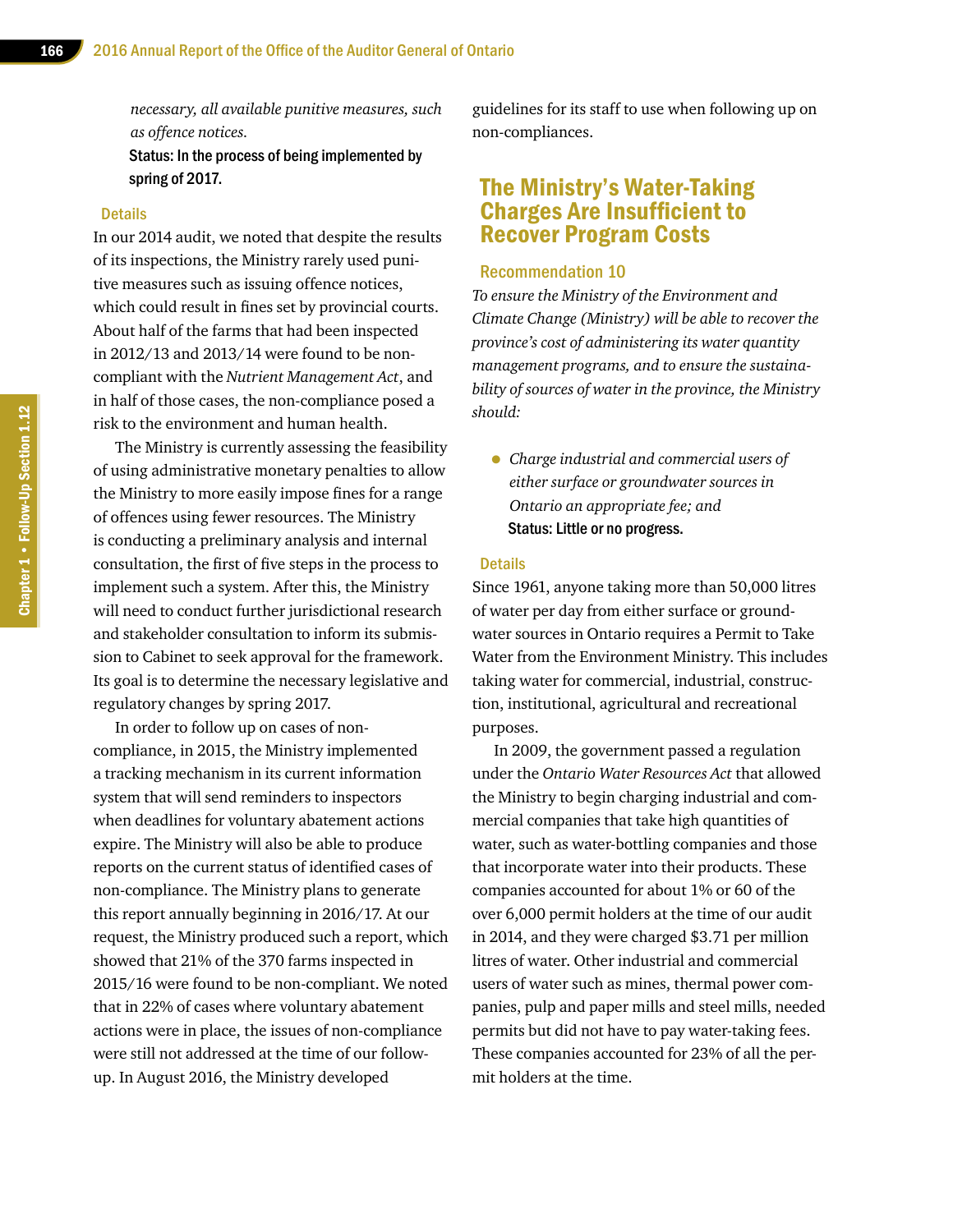*necessary, all available punitive measures, such as offence notices.*

**Status: In the process of being implemented by spring of 2017.**

### Details

In our 2014 audit, we noted that despite the results of its inspections, the Ministry rarely used punitive measures such as issuing offence notices, which could result in fines set by provincial courts. About half of the farms that had been inspected in 2012/13 and 2013/14 were found to be non-compliant with the *Nutrient Management Act*, and in half of those cases, the non-compliance posed a risk to the environment and human health.

The Ministry is currently assessing the feasibility of using administrative monetary penalties to allow the Ministry to more easily impose fines for a range of offences using fewer resources. The Ministry is conducting a preliminary analysis and internal consultation, the first of five steps in the process to implement such a system. After this, the Ministry will need to conduct further jurisdictional research and stakeholder consultation to inform its submission to Cabinet to seek approval for the framework. Its goal is to determine the necessary legislative and regulatory changes by spring 2017.

In order to follow up on cases of non-compliance, in 2015, the Ministry implemented a tracking mechanism in its current information system that will send reminders to inspectors when deadlines for voluntary abatement actions expire. The Ministry will also be able to produce reports on the current status of identified cases of non-compliance. The Ministry plans to generate this report annually beginning in 2016/17. At our request, the Ministry produced such a report, which showed that 21% of the 370 farms inspected in 2015/16 were found to be non-compliant. We noted that in 22% of cases where voluntary abatement actions were in place, the issues of non-compliance were still not addressed at the time of our follow-up. In August 2016, the Ministry developed guidelines for its staff to use when following up on non-compliances.

## The Ministry's Water-Taking Charges Are Insufficient to Recover Program Costs

### Recommendation 10

*To ensure the Ministry of the Environment and Climate Change (Ministry) will be able to recover the province's cost of administering its water quantity management programs, and to ensure the sustainability of sources of water in the province, the Ministry should:*

- *Charge industrial and commercial users of either surface or groundwater sources in Ontario an appropriate fee; and*

  **Status: Little or no progress.**

### Details

Since 1961, anyone taking more than 50,000 litres of water per day from either surface or groundwater sources in Ontario requires a Permit to Take Water from the Environment Ministry. This includes taking water for commercial, industrial, construction, institutional, agricultural and recreational purposes.

In 2009, the government passed a regulation under the *Ontario Water Resources Act* that allowed the Ministry to begin charging industrial and commercial companies that take high quantities of water, such as water-bottling companies and those that incorporate water into their products. These companies accounted for about 1% or 60 of the over 6,000 permit holders at the time of our audit in 2014, and they were charged $3.71 per million litres of water. Other industrial and commercial users of water such as mines, thermal power companies, pulp and paper mills and steel mills, needed permits but did not have to pay water-taking fees. These companies accounted for 23% of all the permit holders at the time.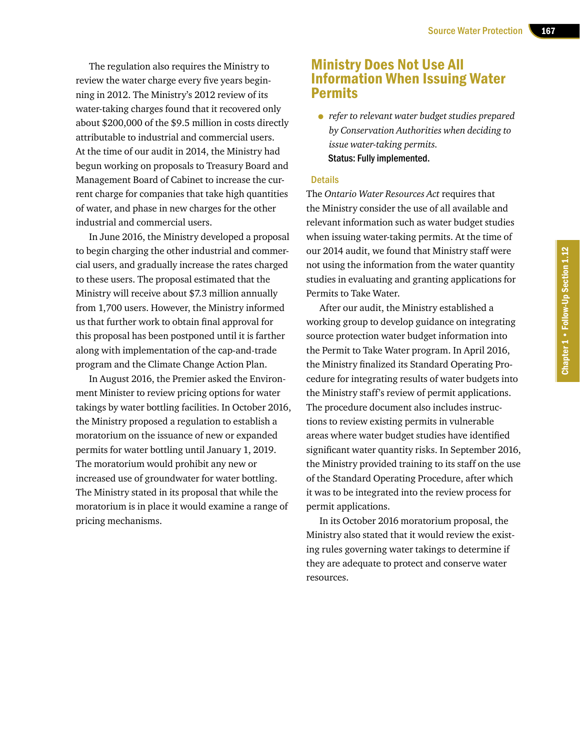The regulation also requires the Ministry to review the water charge every five years beginning in 2012. The Ministry's 2012 review of its water-taking charges found that it recovered only about $200,000 of the $9.5 million in costs directly attributable to industrial and commercial users. At the time of our audit in 2014, the Ministry had begun working on proposals to Treasury Board and Management Board of Cabinet to increase the current charge for companies that take high quantities of water, and phase in new charges for the other industrial and commercial users.

In June 2016, the Ministry developed a proposal to begin charging the other industrial and commercial users, and gradually increase the rates charged to these users. The proposal estimated that the Ministry will receive about $7.3 million annually from 1,700 users. However, the Ministry informed us that further work to obtain final approval for this proposal has been postponed until it is farther along with implementation of the cap-and-trade program and the Climate Change Action Plan.

In August 2016, the Premier asked the Environment Minister to review pricing options for water takings by water bottling facilities. In October 2016, the Ministry proposed a regulation to establish a moratorium on the issuance of new or expanded permits for water bottling until January 1, 2019. The moratorium would prohibit any new or increased use of groundwater for water bottling. The Ministry stated in its proposal that while the moratorium is in place it would examine a range of pricing mechanisms.

## Ministry Does Not Use All Information When Issuing Water Permits

- *refer to relevant water budget studies prepared by Conservation Authorities when deciding to issue water-taking permits.*

  **Status: Fully implemented.**

### Details

The *Ontario Water Resources Act* requires that the Ministry consider the use of all available and relevant information such as water budget studies when issuing water-taking permits. At the time of our 2014 audit, we found that Ministry staff were not using the information from the water quantity studies in evaluating and granting applications for Permits to Take Water.

After our audit, the Ministry established a working group to develop guidance on integrating source protection water budget information into the Permit to Take Water program. In April 2016, the Ministry finalized its Standard Operating Procedure for integrating results of water budgets into the Ministry staff's review of permit applications. The procedure document also includes instructions to review existing permits in vulnerable areas where water budget studies have identified significant water quantity risks. In September 2016, the Ministry provided training to its staff on the use of the Standard Operating Procedure, after which it was to be integrated into the review process for permit applications.

In its October 2016 moratorium proposal, the Ministry also stated that it would review the existing rules governing water takings to determine if they are adequate to protect and conserve water resources.